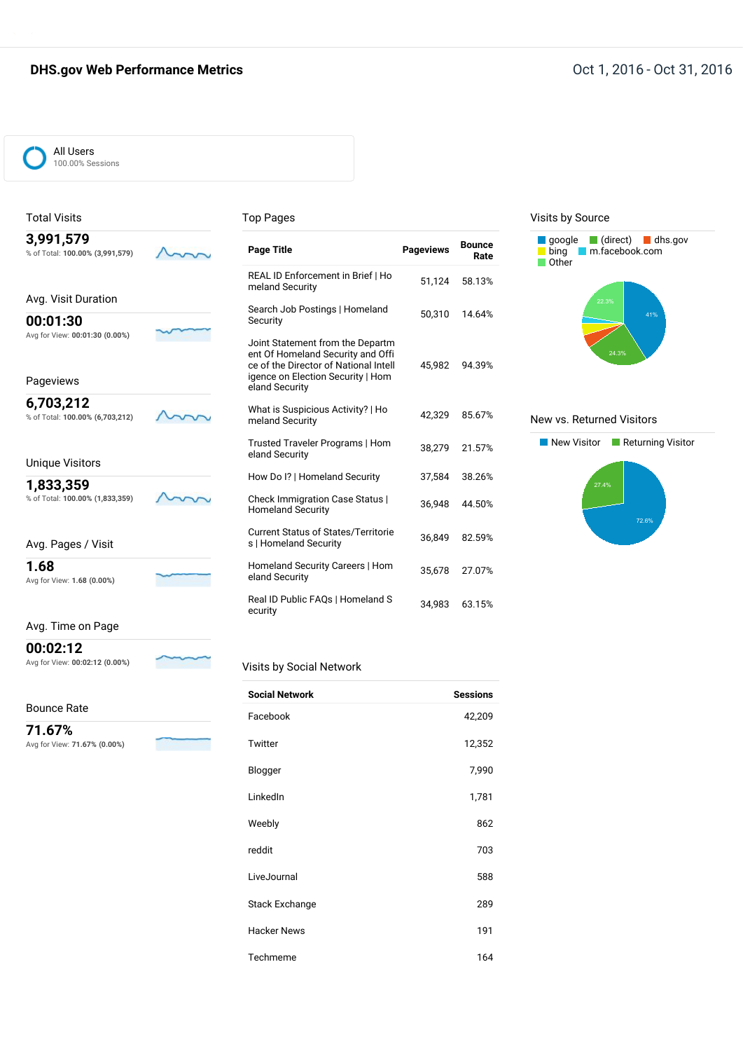# DHS.gov Web Performance Metrics

Oct 1, 2016 - Oct 31, 2016

All Users
100.00% Sessions

## Total Visits

**3,991,579**
% of Total: **100.00% (3,991,579)**

## Avg. Visit Duration

**00:01:30**
Avg for View: **00:01:30 (0.00%)**

## Pageviews

**6,703,212**
% of Total: **100.00% (6,703,212)**

## Unique Visitors

**1,833,359**
% of Total: **100.00% (1,833,359)**

## Avg. Pages / Visit

**1.68**
Avg for View: **1.68 (0.00%)**

## Avg. Time on Page

**00:02:12**
Avg for View: **00:02:12 (0.00%)**

## Bounce Rate

**71.67%**
Avg for View: **71.67% (0.00%)**

## Top Pages

| Page Title | Pageviews | Bounce Rate |
|---|---|---|
| REAL ID Enforcement in Brief \| Homeland Security | 51,124 | 58.13% |
| Search Job Postings \| Homeland Security | 50,310 | 14.64% |
| Joint Statement from the Department Of Homeland Security and Office of the Director of National Intelligence on Election Security \| Homeland Security | 45,982 | 94.39% |
| What is Suspicious Activity? \| Homeland Security | 42,329 | 85.67% |
| Trusted Traveler Programs \| Homeland Security | 38,279 | 21.57% |
| How Do I? \| Homeland Security | 37,584 | 38.26% |
| Check Immigration Case Status \| Homeland Security | 36,948 | 44.50% |
| Current Status of States/Territories \| Homeland Security | 36,849 | 82.59% |
| Homeland Security Careers \| Homeland Security | 35,678 | 27.07% |
| Real ID Public FAQs \| Homeland Security | 34,983 | 63.15% |

## Visits by Social Network

| Social Network | Sessions |
|---|---|
| Facebook | 42,209 |
| Twitter | 12,352 |
| Blogger | 7,990 |
| LinkedIn | 1,781 |
| Weebly | 862 |
| reddit | 703 |
| LiveJournal | 588 |
| Stack Exchange | 289 |
| Hacker News | 191 |
| Techmeme | 164 |

## Visits by Source

google, (direct), dhs.gov, bing, m.facebook.com, Other

41%, 24.3%, 22.3%

## New vs. Returned Visitors

New Visitor, Returning Visitor

72.6%, 27.4%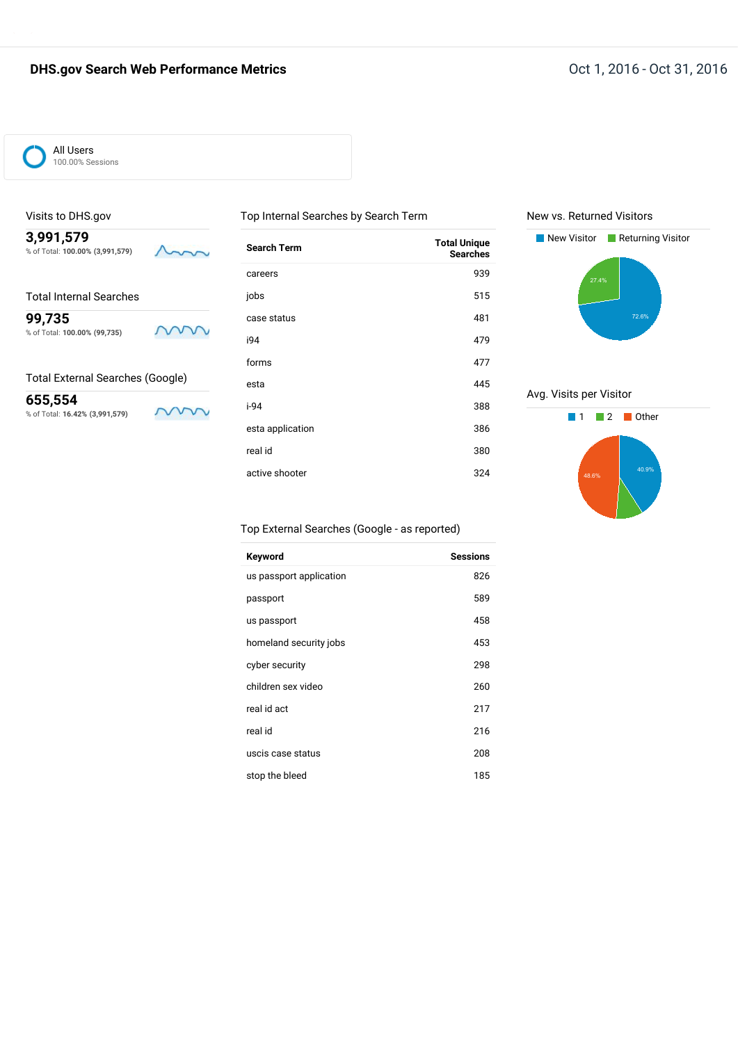# DHS.gov Search Web Performance Metrics

Oct 1, 2016 - Oct 31, 2016

All Users
100.00% Sessions

## Visits to DHS.gov

**3,991,579**
% of Total: **100.00% (3,991,579)**

## Total Internal Searches

**99,735**
% of Total: **100.00% (99,735)**

## Total External Searches (Google)

**655,554**
% of Total: **16.42% (3,991,579)**

## Top Internal Searches by Search Term

| Search Term | Total Unique Searches |
|---|---|
| careers | 939 |
| jobs | 515 |
| case status | 481 |
| i94 | 479 |
| forms | 477 |
| esta | 445 |
| i-94 | 388 |
| esta application | 386 |
| real id | 380 |
| active shooter | 324 |

## Top External Searches (Google - as reported)

| Keyword | Sessions |
|---|---|
| us passport application | 826 |
| passport | 589 |
| us passport | 458 |
| homeland security jobs | 453 |
| cyber security | 298 |
| children sex video | 260 |
| real id act | 217 |
| real id | 216 |
| uscis case status | 208 |
| stop the bleed | 185 |

## New vs. Returned Visitors

New Visitor | Returning Visitor

- New Visitor: 72.6%
- Returning Visitor: 27.4%

## Avg. Visits per Visitor

1 | 2 | Other

- 1: 40.9%
- Other: 48.6%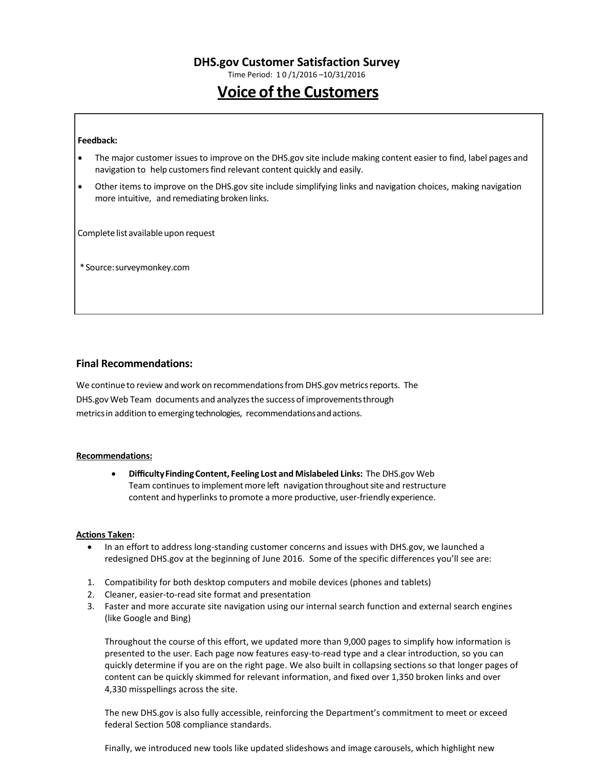## DHS.gov Customer Satisfaction Survey

Time Period: 10/1/2016 –10/31/2016

# Voice of the Customers

**Feedback:**

- The major customer issues to improve on the DHS.gov site include making content easier to find, label pages and navigation to help customers find relevant content quickly and easily.
- Other items to improve on the DHS.gov site include simplifying links and navigation choices, making navigation more intuitive, and remediating broken links.

Complete list available upon request

*Source: surveymonkey.com

### Final Recommendations:

We continue to review and work on recommendations from DHS.gov metrics reports. The DHS.gov Web Team documents and analyzes the success of improvements through metrics in addition to emerging technologies, recommendations and actions.

**Recommendations:**

- **Difficulty Finding Content, Feeling Lost and Mislabeled Links:** The DHS.gov Web Team continues to implement more left navigation throughout site and restructure content and hyperlinks to promote a more productive, user-friendly experience.

**Actions Taken:**

- In an effort to address long-standing customer concerns and issues with DHS.gov, we launched a redesigned DHS.gov at the beginning of June 2016. Some of the specific differences you'll see are:

1. Compatibility for both desktop computers and mobile devices (phones and tablets)
2. Cleaner, easier-to-read site format and presentation
3. Faster and more accurate site navigation using our internal search function and external search engines (like Google and Bing)

Throughout the course of this effort, we updated more than 9,000 pages to simplify how information is presented to the user. Each page now features easy-to-read type and a clear introduction, so you can quickly determine if you are on the right page. We also built in collapsing sections so that longer pages of content can be quickly skimmed for relevant information, and fixed over 1,350 broken links and over 4,330 misspellings across the site.

The new DHS.gov is also fully accessible, reinforcing the Department's commitment to meet or exceed federal Section 508 compliance standards.

Finally, we introduced new tools like updated slideshows and image carousels, which highlight new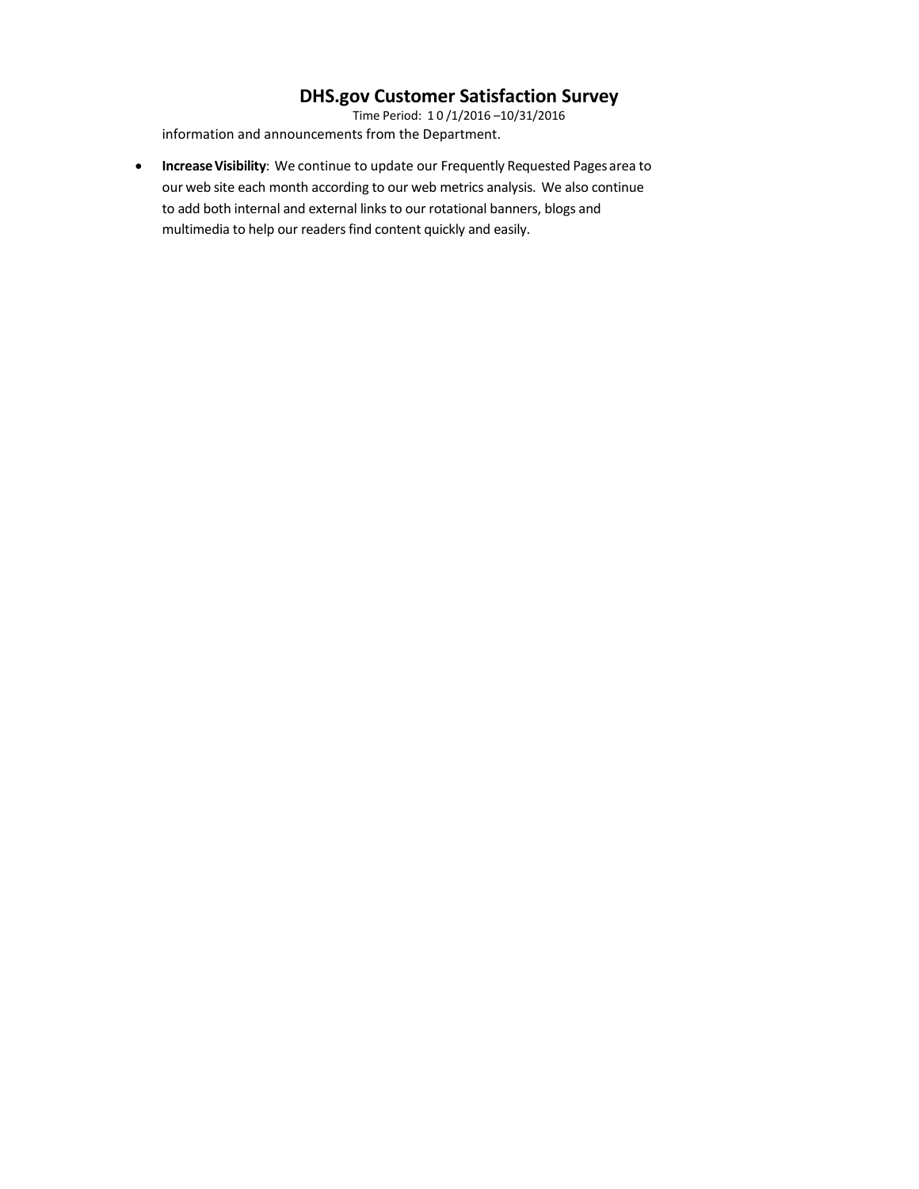information and announcements from the Department.

- **Increase Visibility**: We continue to update our Frequently Requested Pages area to our web site each month according to our web metrics analysis. We also continue to add both internal and external links to our rotational banners, blogs and multimedia to help our readers find content quickly and easily.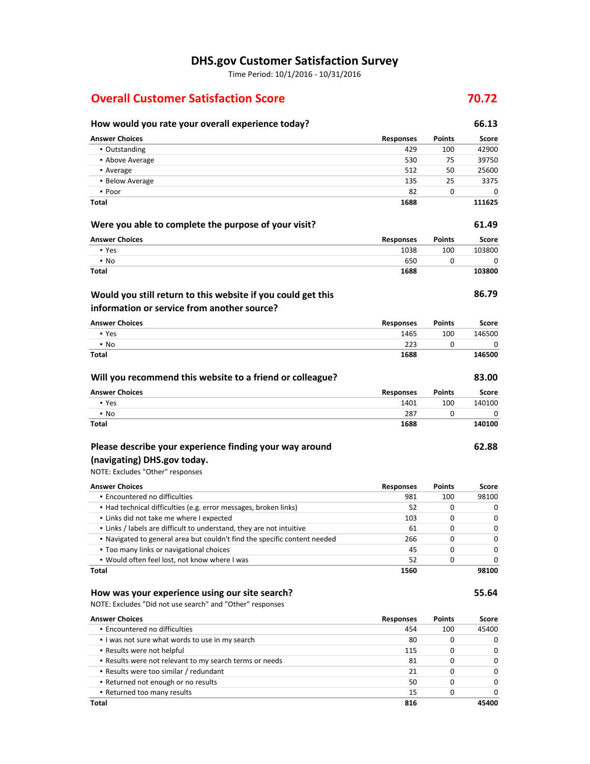# DHS.gov Customer Satisfaction Survey

Time Period: 10/1/2016 - 10/31/2016

## Overall Customer Satisfaction Score — 70.72

### How would you rate your overall experience today? — 66.13

| Answer Choices | Responses | Points | Score |
|---|---|---|---|
| ▪ Outstanding | 429 | 100 | 42900 |
| ▪ Above Average | 530 | 75 | 39750 |
| ▪ Average | 512 | 50 | 25600 |
| ▪ Below Average | 135 | 25 | 3375 |
| ▪ Poor | 82 | 0 | 0 |
| **Total** | **1688** | | **111625** |

### Were you able to complete the purpose of your visit? — 61.49

| Answer Choices | Responses | Points | Score |
|---|---|---|---|
| ▪ Yes | 1038 | 100 | 103800 |
| ▪ No | 650 | 0 | 0 |
| **Total** | **1688** | | **103800** |

### Would you still return to this website if you could get this information or service from another source? — 86.79

| Answer Choices | Responses | Points | Score |
|---|---|---|---|
| ▪ Yes | 1465 | 100 | 146500 |
| ▪ No | 223 | 0 | 0 |
| **Total** | **1688** | | **146500** |

### Will you recommend this website to a friend or colleague? — 83.00

| Answer Choices | Responses | Points | Score |
|---|---|---|---|
| ▪ Yes | 1401 | 100 | 140100 |
| ▪ No | 287 | 0 | 0 |
| **Total** | **1688** | | **140100** |

### Please describe your experience finding your way around (navigating) DHS.gov today. — 62.88

NOTE: Excludes "Other" responses

| Answer Choices | Responses | Points | Score |
|---|---|---|---|
| ▪ Encountered no difficulties | 981 | 100 | 98100 |
| ▪ Had technical difficulties (e.g. error messages, broken links) | 52 | 0 | 0 |
| ▪ Links did not take me where I expected | 103 | 0 | 0 |
| ▪ Links / labels are difficult to understand, they are not intuitive | 61 | 0 | 0 |
| ▪ Navigated to general area but couldn't find the specific content needed | 266 | 0 | 0 |
| ▪ Too many links or navigational choices | 45 | 0 | 0 |
| ▪ Would often feel lost, not know where I was | 52 | 0 | 0 |
| **Total** | **1560** | | **98100** |

### How was your experience using our site search? — 55.64

NOTE: Excludes "Did not use search" and "Other" responses

| Answer Choices | Responses | Points | Score |
|---|---|---|---|
| ▪ Encountered no difficulties | 454 | 100 | 45400 |
| ▪ I was not sure what words to use in my search | 80 | 0 | 0 |
| ▪ Results were not helpful | 115 | 0 | 0 |
| ▪ Results were not relevant to my search terms or needs | 81 | 0 | 0 |
| ▪ Results were too similar / redundant | 21 | 0 | 0 |
| ▪ Returned not enough or no results | 50 | 0 | 0 |
| ▪ Returned too many results | 15 | 0 | 0 |
| **Total** | **816** | | **45400** |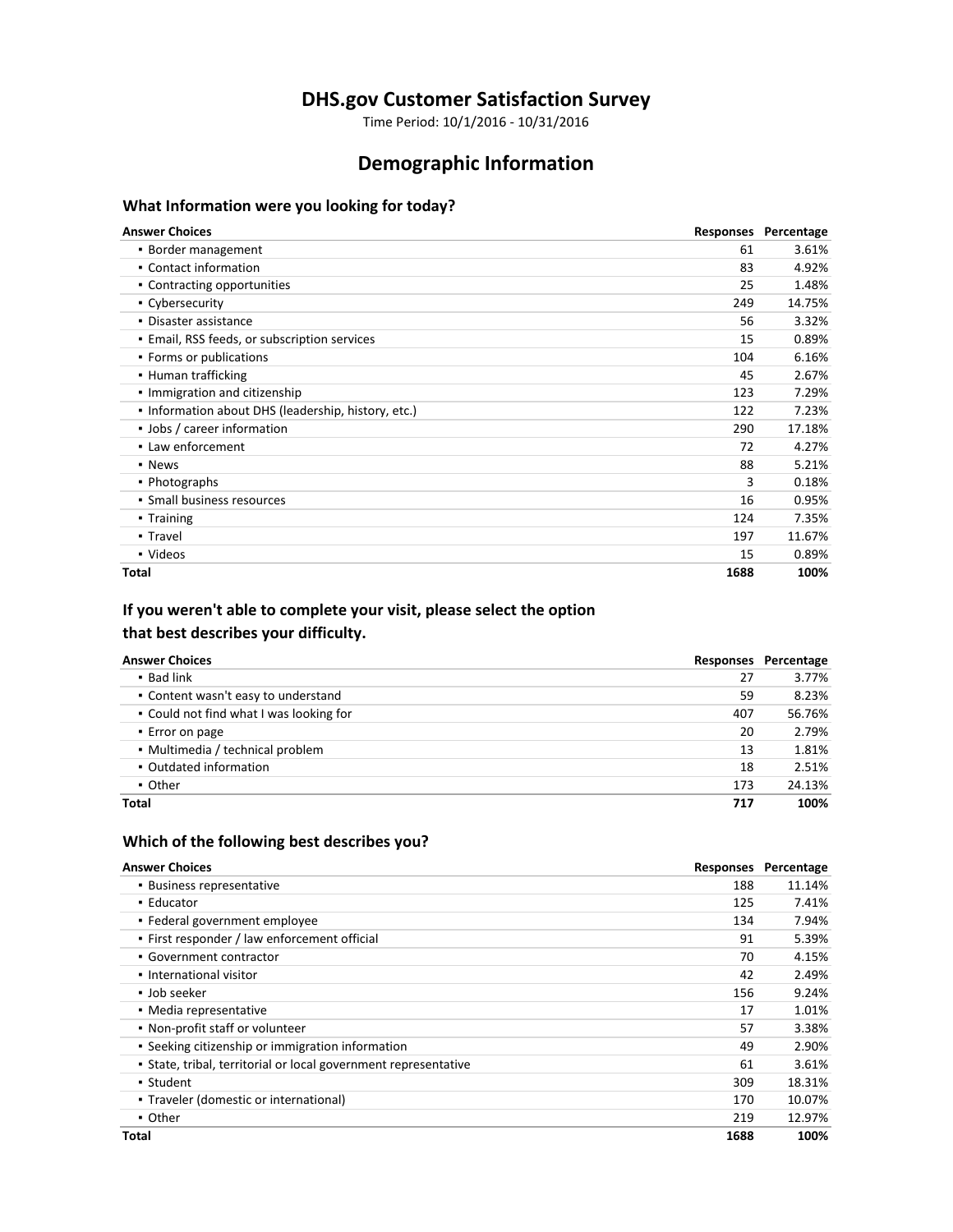# DHS.gov Customer Satisfaction Survey

Time Period: 10/1/2016 - 10/31/2016

## Demographic Information

### What Information were you looking for today?

| Answer Choices | Responses | Percentage |
|---|---|---|
| ▪ Border management | 61 | 3.61% |
| ▪ Contact information | 83 | 4.92% |
| ▪ Contracting opportunities | 25 | 1.48% |
| ▪ Cybersecurity | 249 | 14.75% |
| ▪ Disaster assistance | 56 | 3.32% |
| ▪ Email, RSS feeds, or subscription services | 15 | 0.89% |
| ▪ Forms or publications | 104 | 6.16% |
| ▪ Human trafficking | 45 | 2.67% |
| ▪ Immigration and citizenship | 123 | 7.29% |
| ▪ Information about DHS (leadership, history, etc.) | 122 | 7.23% |
| ▪ Jobs / career information | 290 | 17.18% |
| ▪ Law enforcement | 72 | 4.27% |
| ▪ News | 88 | 5.21% |
| ▪ Photographs | 3 | 0.18% |
| ▪ Small business resources | 16 | 0.95% |
| ▪ Training | 124 | 7.35% |
| ▪ Travel | 197 | 11.67% |
| ▪ Videos | 15 | 0.89% |
| **Total** | **1688** | **100%** |

### If you weren't able to complete your visit, please select the option that best describes your difficulty.

| Answer Choices | Responses | Percentage |
|---|---|---|
| ▪ Bad link | 27 | 3.77% |
| ▪ Content wasn't easy to understand | 59 | 8.23% |
| ▪ Could not find what I was looking for | 407 | 56.76% |
| ▪ Error on page | 20 | 2.79% |
| ▪ Multimedia / technical problem | 13 | 1.81% |
| ▪ Outdated information | 18 | 2.51% |
| ▪ Other | 173 | 24.13% |
| **Total** | **717** | **100%** |

### Which of the following best describes you?

| Answer Choices | Responses | Percentage |
|---|---|---|
| ▪ Business representative | 188 | 11.14% |
| ▪ Educator | 125 | 7.41% |
| ▪ Federal government employee | 134 | 7.94% |
| ▪ First responder / law enforcement official | 91 | 5.39% |
| ▪ Government contractor | 70 | 4.15% |
| ▪ International visitor | 42 | 2.49% |
| ▪ Job seeker | 156 | 9.24% |
| ▪ Media representative | 17 | 1.01% |
| ▪ Non-profit staff or volunteer | 57 | 3.38% |
| ▪ Seeking citizenship or immigration information | 49 | 2.90% |
| ▪ State, tribal, territorial or local government representative | 61 | 3.61% |
| ▪ Student | 309 | 18.31% |
| ▪ Traveler (domestic or international) | 170 | 10.07% |
| ▪ Other | 219 | 12.97% |
| **Total** | **1688** | **100%** |